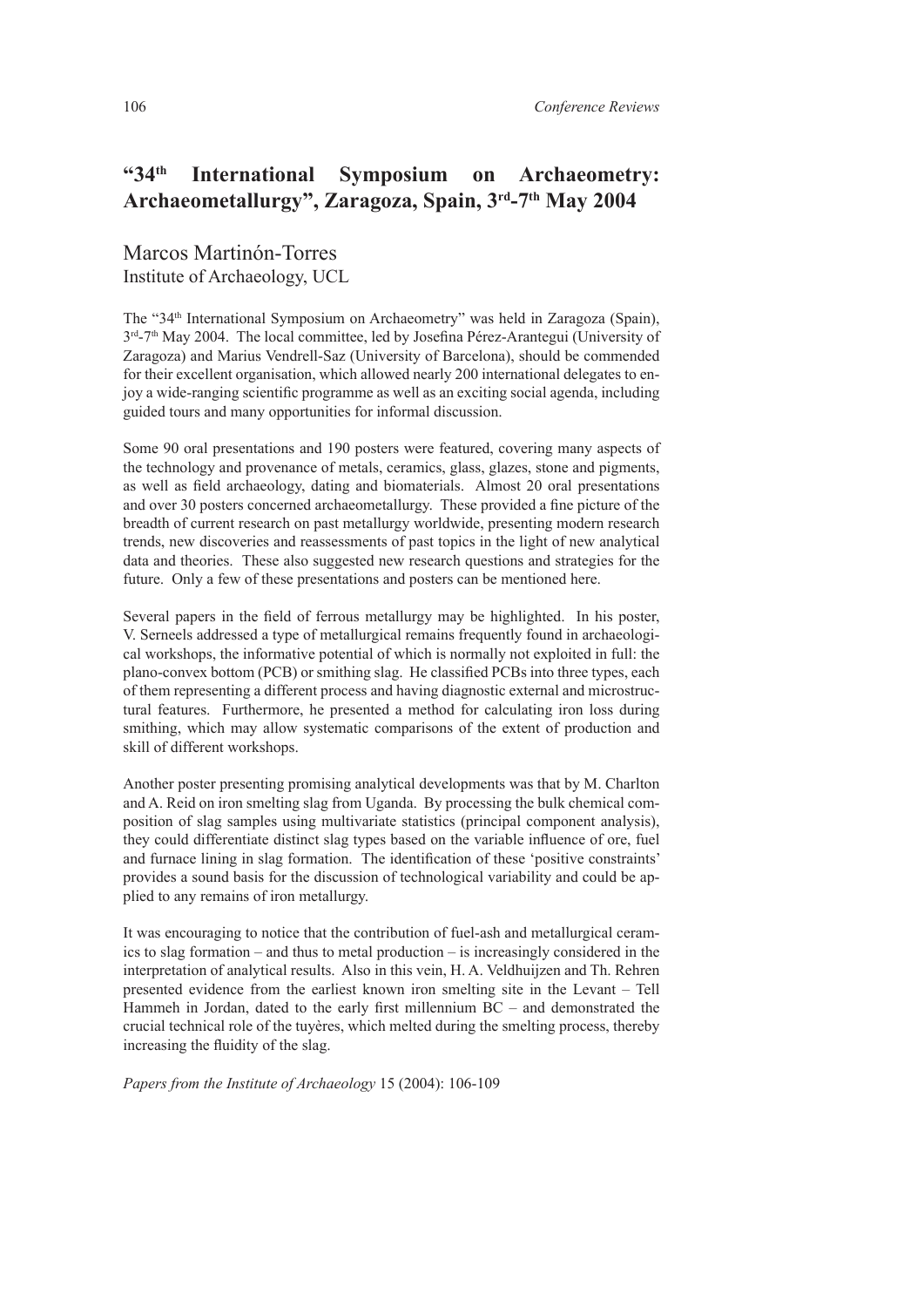# "34th International Symposium on Archaeometry: Archaeometallurgy", Zaragoza, Spain, 3rd-7th May 2004

Marcos Martinón-Torres
Institute of Archaeology, UCL

The "34th International Symposium on Archaeometry" was held in Zaragoza (Spain), 3rd-7th May 2004. The local committee, led by Josefina Pérez-Arantegui (University of Zaragoza) and Marius Vendrell-Saz (University of Barcelona), should be commended for their excellent organisation, which allowed nearly 200 international delegates to enjoy a wide-ranging scientific programme as well as an exciting social agenda, including guided tours and many opportunities for informal discussion.

Some 90 oral presentations and 190 posters were featured, covering many aspects of the technology and provenance of metals, ceramics, glass, glazes, stone and pigments, as well as field archaeology, dating and biomaterials. Almost 20 oral presentations and over 30 posters concerned archaeometallurgy. These provided a fine picture of the breadth of current research on past metallurgy worldwide, presenting modern research trends, new discoveries and reassessments of past topics in the light of new analytical data and theories. These also suggested new research questions and strategies for the future. Only a few of these presentations and posters can be mentioned here.

Several papers in the field of ferrous metallurgy may be highlighted. In his poster, V. Serneels addressed a type of metallurgical remains frequently found in archaeological workshops, the informative potential of which is normally not exploited in full: the plano-convex bottom (PCB) or smithing slag. He classified PCBs into three types, each of them representing a different process and having diagnostic external and microstructural features. Furthermore, he presented a method for calculating iron loss during smithing, which may allow systematic comparisons of the extent of production and skill of different workshops.

Another poster presenting promising analytical developments was that by M. Charlton and A. Reid on iron smelting slag from Uganda. By processing the bulk chemical composition of slag samples using multivariate statistics (principal component analysis), they could differentiate distinct slag types based on the variable influence of ore, fuel and furnace lining in slag formation. The identification of these 'positive constraints' provides a sound basis for the discussion of technological variability and could be applied to any remains of iron metallurgy.

It was encouraging to notice that the contribution of fuel-ash and metallurgical ceramics to slag formation – and thus to metal production – is increasingly considered in the interpretation of analytical results. Also in this vein, H. A. Veldhuijzen and Th. Rehren presented evidence from the earliest known iron smelting site in the Levant – Tell Hammeh in Jordan, dated to the early first millennium BC – and demonstrated the crucial technical role of the tuyères, which melted during the smelting process, thereby increasing the fluidity of the slag.

*Papers from the Institute of Archaeology* 15 (2004): 106-109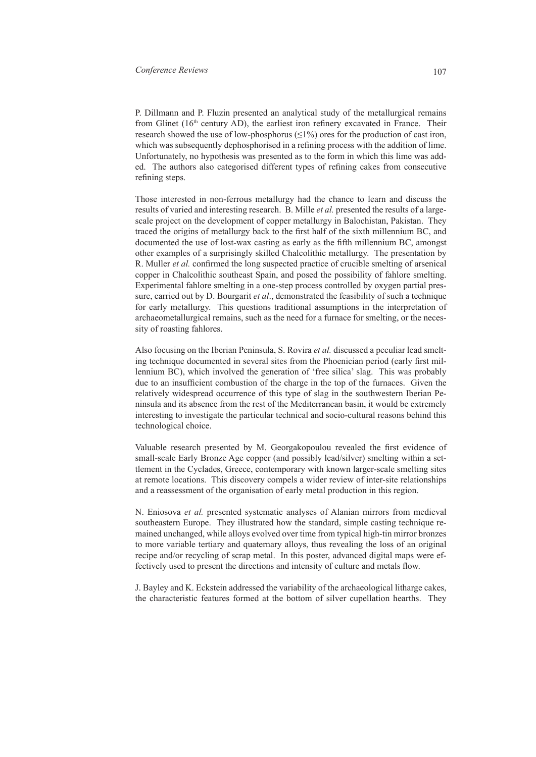P. Dillmann and P. Fluzin presented an analytical study of the metallurgical remains from Glinet ($16^{th}$ century AD), the earliest iron refinery excavated in France. Their research showed the use of low-phosphorus ($\leq 1\%$) ores for the production of cast iron, which was subsequently dephosphorised in a refining process with the addition of lime. Unfortunately, no hypothesis was presented as to the form in which this lime was added. The authors also categorised different types of refining cakes from consecutive refining steps.

Those interested in non-ferrous metallurgy had the chance to learn and discuss the results of varied and interesting research. B. Mille *et al.* presented the results of a large-scale project on the development of copper metallurgy in Balochistan, Pakistan. They traced the origins of metallurgy back to the first half of the sixth millennium BC, and documented the use of lost-wax casting as early as the fifth millennium BC, amongst other examples of a surprisingly skilled Chalcolithic metallurgy. The presentation by R. Muller *et al.* confirmed the long suspected practice of crucible smelting of arsenical copper in Chalcolithic southeast Spain, and posed the possibility of fahlore smelting. Experimental fahlore smelting in a one-step process controlled by oxygen partial pressure, carried out by D. Bourgarit *et al*., demonstrated the feasibility of such a technique for early metallurgy. This questions traditional assumptions in the interpretation of archaeometallurgical remains, such as the need for a furnace for smelting, or the necessity of roasting fahlores.

Also focusing on the Iberian Peninsula, S. Rovira *et al.* discussed a peculiar lead smelting technique documented in several sites from the Phoenician period (early first millennium BC), which involved the generation of 'free silica' slag. This was probably due to an insufficient combustion of the charge in the top of the furnaces. Given the relatively widespread occurrence of this type of slag in the southwestern Iberian Peninsula and its absence from the rest of the Mediterranean basin, it would be extremely interesting to investigate the particular technical and socio-cultural reasons behind this technological choice.

Valuable research presented by M. Georgakopoulou revealed the first evidence of small-scale Early Bronze Age copper (and possibly lead/silver) smelting within a settlement in the Cyclades, Greece, contemporary with known larger-scale smelting sites at remote locations. This discovery compels a wider review of inter-site relationships and a reassessment of the organisation of early metal production in this region.

N. Eniosova *et al.* presented systematic analyses of Alanian mirrors from medieval southeastern Europe. They illustrated how the standard, simple casting technique remained unchanged, while alloys evolved over time from typical high-tin mirror bronzes to more variable tertiary and quaternary alloys, thus revealing the loss of an original recipe and/or recycling of scrap metal. In this poster, advanced digital maps were effectively used to present the directions and intensity of culture and metals flow.

J. Bayley and K. Eckstein addressed the variability of the archaeological litharge cakes, the characteristic features formed at the bottom of silver cupellation hearths. They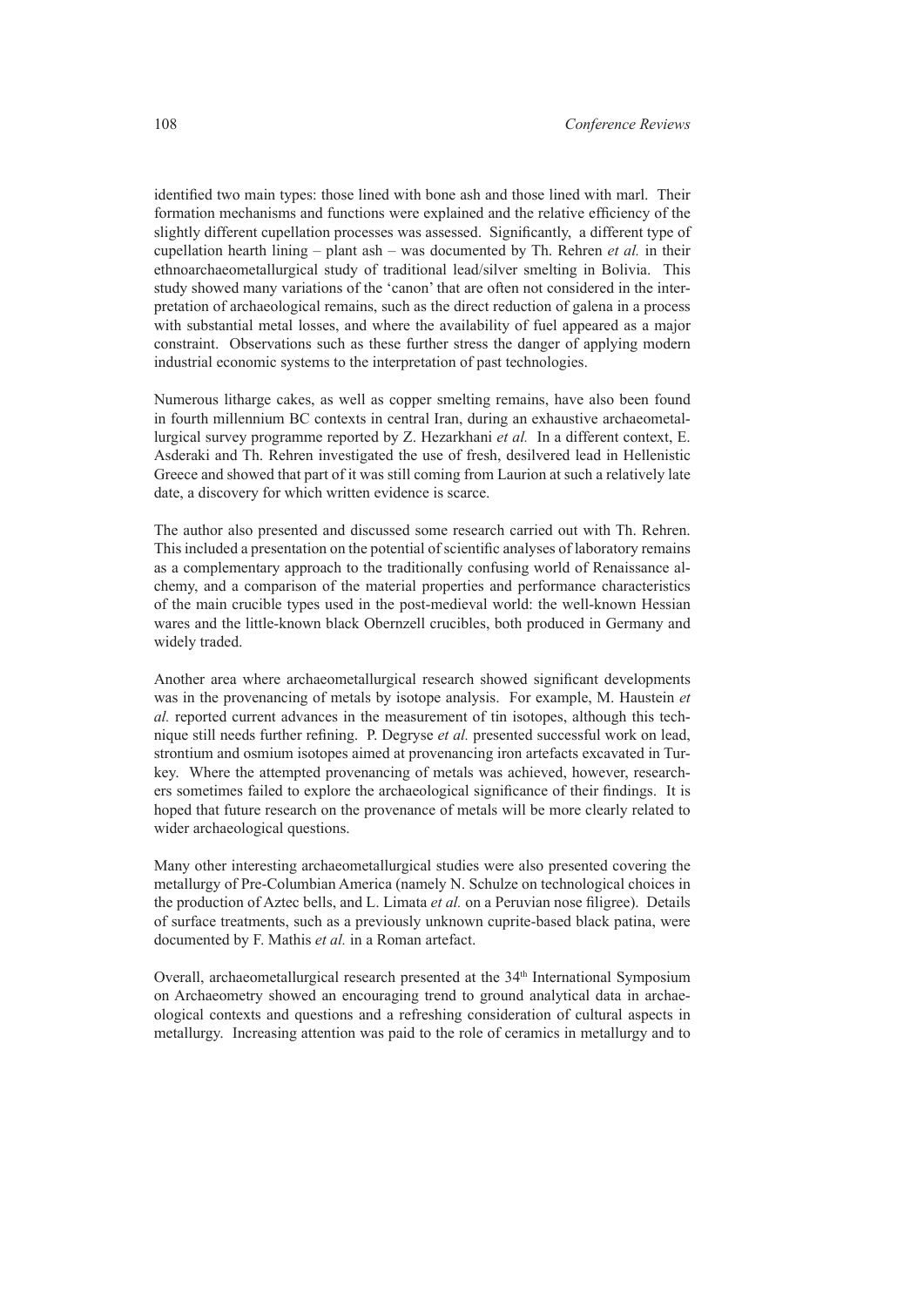identified two main types: those lined with bone ash and those lined with marl. Their formation mechanisms and functions were explained and the relative efficiency of the slightly different cupellation processes was assessed. Significantly, a different type of cupellation hearth lining – plant ash – was documented by Th. Rehren *et al.* in their ethnoarchaeometallurgical study of traditional lead/silver smelting in Bolivia. This study showed many variations of the 'canon' that are often not considered in the interpretation of archaeological remains, such as the direct reduction of galena in a process with substantial metal losses, and where the availability of fuel appeared as a major constraint. Observations such as these further stress the danger of applying modern industrial economic systems to the interpretation of past technologies.

Numerous litharge cakes, as well as copper smelting remains, have also been found in fourth millennium BC contexts in central Iran, during an exhaustive archaeometallurgical survey programme reported by Z. Hezarkhani *et al.* In a different context, E. Asderaki and Th. Rehren investigated the use of fresh, desilvered lead in Hellenistic Greece and showed that part of it was still coming from Laurion at such a relatively late date, a discovery for which written evidence is scarce.

The author also presented and discussed some research carried out with Th. Rehren. This included a presentation on the potential of scientific analyses of laboratory remains as a complementary approach to the traditionally confusing world of Renaissance alchemy, and a comparison of the material properties and performance characteristics of the main crucible types used in the post-medieval world: the well-known Hessian wares and the little-known black Obernzell crucibles, both produced in Germany and widely traded.

Another area where archaeometallurgical research showed significant developments was in the provenancing of metals by isotope analysis. For example, M. Haustein *et al.* reported current advances in the measurement of tin isotopes, although this technique still needs further refining. P. Degryse *et al.* presented successful work on lead, strontium and osmium isotopes aimed at provenancing iron artefacts excavated in Turkey. Where the attempted provenancing of metals was achieved, however, researchers sometimes failed to explore the archaeological significance of their findings. It is hoped that future research on the provenance of metals will be more clearly related to wider archaeological questions.

Many other interesting archaeometallurgical studies were also presented covering the metallurgy of Pre-Columbian America (namely N. Schulze on technological choices in the production of Aztec bells, and L. Limata *et al.* on a Peruvian nose filigree). Details of surface treatments, such as a previously unknown cuprite-based black patina, were documented by F. Mathis *et al.* in a Roman artefact.

Overall, archaeometallurgical research presented at the 34th International Symposium on Archaeometry showed an encouraging trend to ground analytical data in archaeological contexts and questions and a refreshing consideration of cultural aspects in metallurgy. Increasing attention was paid to the role of ceramics in metallurgy and to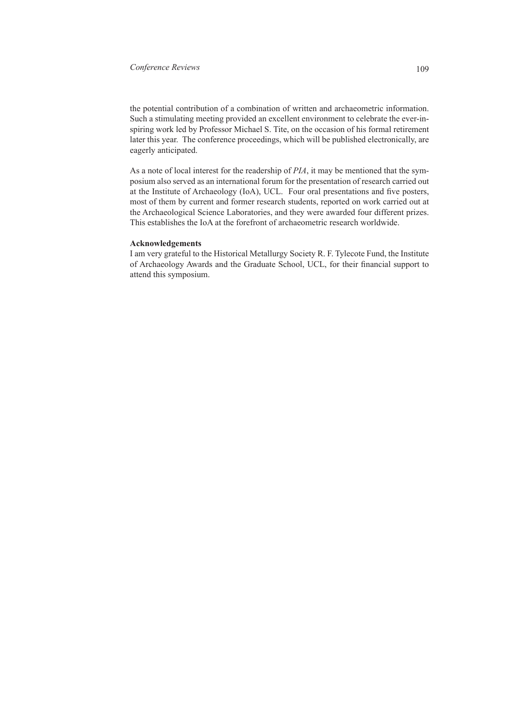the potential contribution of a combination of written and archaeometric information. Such a stimulating meeting provided an excellent environment to celebrate the ever-inspiring work led by Professor Michael S. Tite, on the occasion of his formal retirement later this year. The conference proceedings, which will be published electronically, are eagerly anticipated.

As a note of local interest for the readership of *PIA*, it may be mentioned that the symposium also served as an international forum for the presentation of research carried out at the Institute of Archaeology (IoA), UCL. Four oral presentations and five posters, most of them by current and former research students, reported on work carried out at the Archaeological Science Laboratories, and they were awarded four different prizes. This establishes the IoA at the forefront of archaeometric research worldwide.

**Acknowledgements**

I am very grateful to the Historical Metallurgy Society R. F. Tylecote Fund, the Institute of Archaeology Awards and the Graduate School, UCL, for their financial support to attend this symposium.